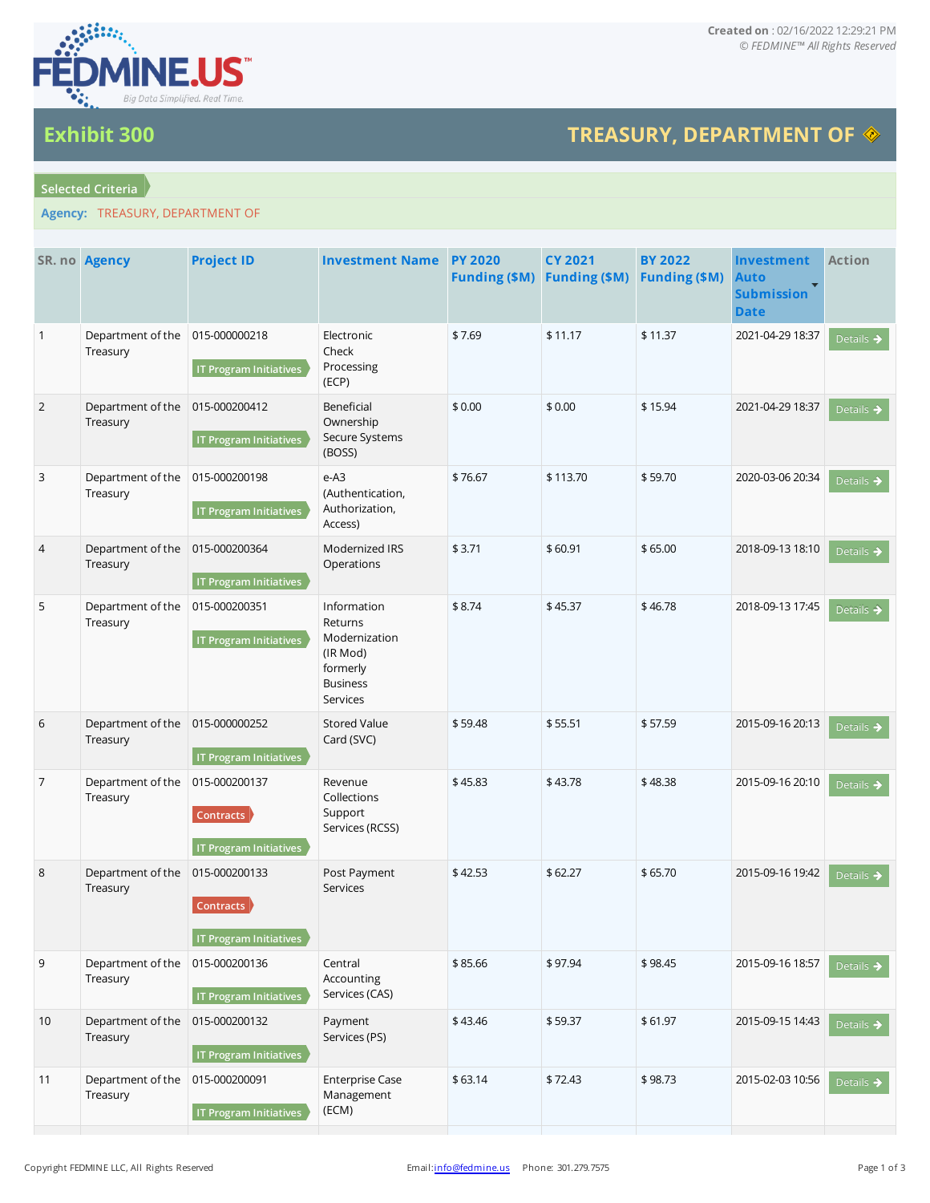Created on : 02/16/2022 12:29:21 PM
© FEDMINE™ All Rights Reserved

# Exhibit 300

## TREASURY, DEPARTMENT OF

**Selected Criteria**

**Agency:** TREASURY, DEPARTMENT OF

| SR. no | Agency | Project ID | Investment Name | PY 2020 Funding ($M) | CY 2021 Funding ($M) | BY 2022 Funding ($M) | Investment Auto Submission Date | Action |
|---|---|---|---|---|---|---|---|---|
| 1 | Department of the Treasury | 015-000000218 IT Program Initiatives | Electronic Check Processing (ECP) | $ 7.69 | $ 11.17 | $ 11.37 | 2021-04-29 18:37 | Details |
| 2 | Department of the Treasury | 015-000200412 IT Program Initiatives | Beneficial Ownership Secure Systems (BOSS) | $ 0.00 | $ 0.00 | $ 15.94 | 2021-04-29 18:37 | Details |
| 3 | Department of the Treasury | 015-000200198 IT Program Initiatives | e-A3 (Authentication, Authorization, Access) | $ 76.67 | $ 113.70 | $ 59.70 | 2020-03-06 20:34 | Details |
| 4 | Department of the Treasury | 015-000200364 IT Program Initiatives | Modernized IRS Operations | $ 3.71 | $ 60.91 | $ 65.00 | 2018-09-13 18:10 | Details |
| 5 | Department of the Treasury | 015-000200351 IT Program Initiatives | Information Returns Modernization (IR Mod) formerly Business Services | $ 8.74 | $ 45.37 | $ 46.78 | 2018-09-13 17:45 | Details |
| 6 | Department of the Treasury | 015-000000252 IT Program Initiatives | Stored Value Card (SVC) | $ 59.48 | $ 55.51 | $ 57.59 | 2015-09-16 20:13 | Details |
| 7 | Department of the Treasury | 015-000200137 Contracts IT Program Initiatives | Revenue Collections Support Services (RCSS) | $ 45.83 | $ 43.78 | $ 48.38 | 2015-09-16 20:10 | Details |
| 8 | Department of the Treasury | 015-000200133 Contracts IT Program Initiatives | Post Payment Services | $ 42.53 | $ 62.27 | $ 65.70 | 2015-09-16 19:42 | Details |
| 9 | Department of the Treasury | 015-000200136 IT Program Initiatives | Central Accounting Services (CAS) | $ 85.66 | $ 97.94 | $ 98.45 | 2015-09-16 18:57 | Details |
| 10 | Department of the Treasury | 015-000200132 IT Program Initiatives | Payment Services (PS) | $ 43.46 | $ 59.37 | $ 61.97 | 2015-09-15 14:43 | Details |
| 11 | Department of the Treasury | 015-000200091 IT Program Initiatives | Enterprise Case Management (ECM) | $ 63.14 | $ 72.43 | $ 98.73 | 2015-02-03 10:56 | Details |

Copyright FEDMINE LLC, All Rights Reserved

Email: info@fedmine.us Phone: 301.279.7575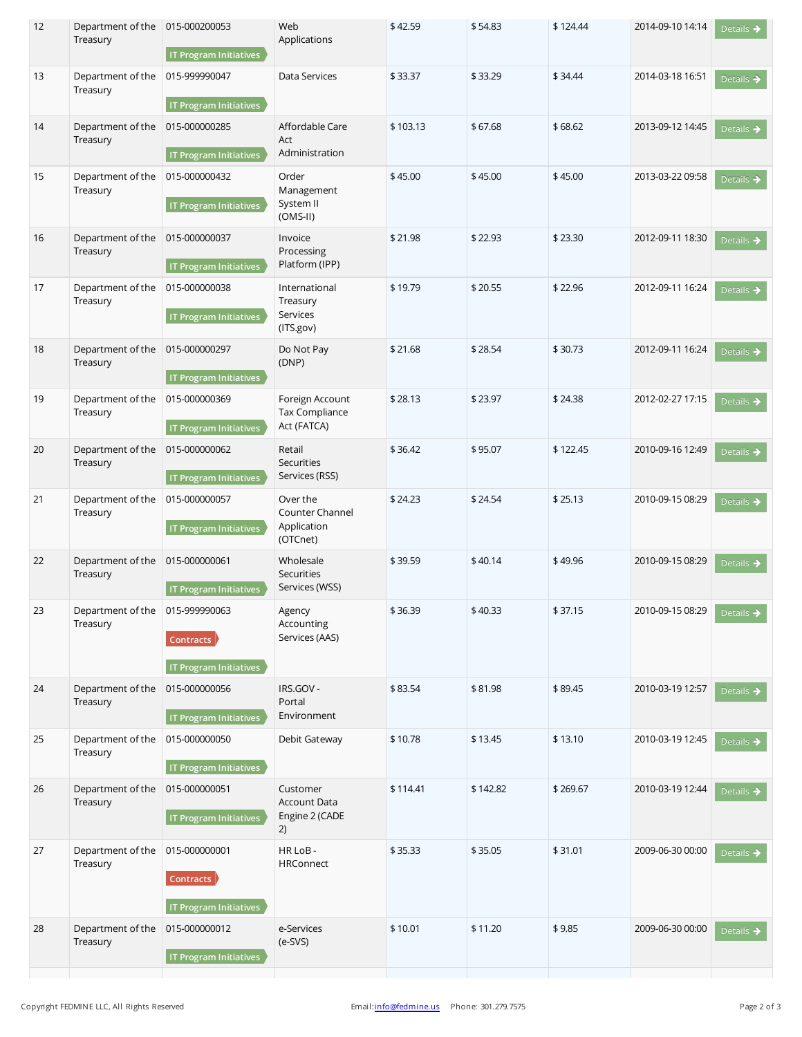| 12 | Department of the Treasury | 015-000200053 IT Program Initiatives | Web Applications | $ 42.59 | $ 54.83 | $ 124.44 | 2014-09-10 14:14 | Details |
|---|---|---|---|---|---|---|---|---|
| 13 | Department of the Treasury | 015-999990047 IT Program Initiatives | Data Services | $ 33.37 | $ 33.29 | $ 34.44 | 2014-03-18 16:51 | Details |
| 14 | Department of the Treasury | 015-000000285 IT Program Initiatives | Affordable Care Act Administration | $ 103.13 | $ 67.68 | $ 68.62 | 2013-09-12 14:45 | Details |
| 15 | Department of the Treasury | 015-000000432 IT Program Initiatives | Order Management System II (OMS-II) | $ 45.00 | $ 45.00 | $ 45.00 | 2013-03-22 09:58 | Details |
| 16 | Department of the Treasury | 015-000000037 IT Program Initiatives | Invoice Processing Platform (IPP) | $ 21.98 | $ 22.93 | $ 23.30 | 2012-09-11 18:30 | Details |
| 17 | Department of the Treasury | 015-000000038 IT Program Initiatives | International Treasury Services (ITS.gov) | $ 19.79 | $ 20.55 | $ 22.96 | 2012-09-11 16:24 | Details |
| 18 | Department of the Treasury | 015-000000297 IT Program Initiatives | Do Not Pay (DNP) | $ 21.68 | $ 28.54 | $ 30.73 | 2012-09-11 16:24 | Details |
| 19 | Department of the Treasury | 015-000000369 IT Program Initiatives | Foreign Account Tax Compliance Act (FATCA) | $ 28.13 | $ 23.97 | $ 24.38 | 2012-02-27 17:15 | Details |
| 20 | Department of the Treasury | 015-000000062 IT Program Initiatives | Retail Securities Services (RSS) | $ 36.42 | $ 95.07 | $ 122.45 | 2010-09-16 12:49 | Details |
| 21 | Department of the Treasury | 015-000000057 IT Program Initiatives | Over the Counter Channel Application (OTCnet) | $ 24.23 | $ 24.54 | $ 25.13 | 2010-09-15 08:29 | Details |
| 22 | Department of the Treasury | 015-000000061 IT Program Initiatives | Wholesale Securities Services (WSS) | $ 39.59 | $ 40.14 | $ 49.96 | 2010-09-15 08:29 | Details |
| 23 | Department of the Treasury | 015-999990063 Contracts IT Program Initiatives | Agency Accounting Services (AAS) | $ 36.39 | $ 40.33 | $ 37.15 | 2010-09-15 08:29 | Details |
| 24 | Department of the Treasury | 015-000000056 IT Program Initiatives | IRS.GOV - Portal Environment | $ 83.54 | $ 81.98 | $ 89.45 | 2010-03-19 12:57 | Details |
| 25 | Department of the Treasury | 015-000000050 IT Program Initiatives | Debit Gateway | $ 10.78 | $ 13.45 | $ 13.10 | 2010-03-19 12:45 | Details |
| 26 | Department of the Treasury | 015-000000051 IT Program Initiatives | Customer Account Data Engine 2 (CADE 2) | $ 114.41 | $ 142.82 | $ 269.67 | 2010-03-19 12:44 | Details |
| 27 | Department of the Treasury | 015-000000001 Contracts IT Program Initiatives | HR LoB - HRConnect | $ 35.33 | $ 35.05 | $ 31.01 | 2009-06-30 00:00 | Details |
| 28 | Department of the Treasury | 015-000000012 IT Program Initiatives | e-Services (e-SVS) | $ 10.01 | $ 11.20 | $ 9.85 | 2009-06-30 00:00 | Details |

Copyright FEDMINE LLC, All Rights Reserved Email: info@fedmine.us Phone: 301.279.7575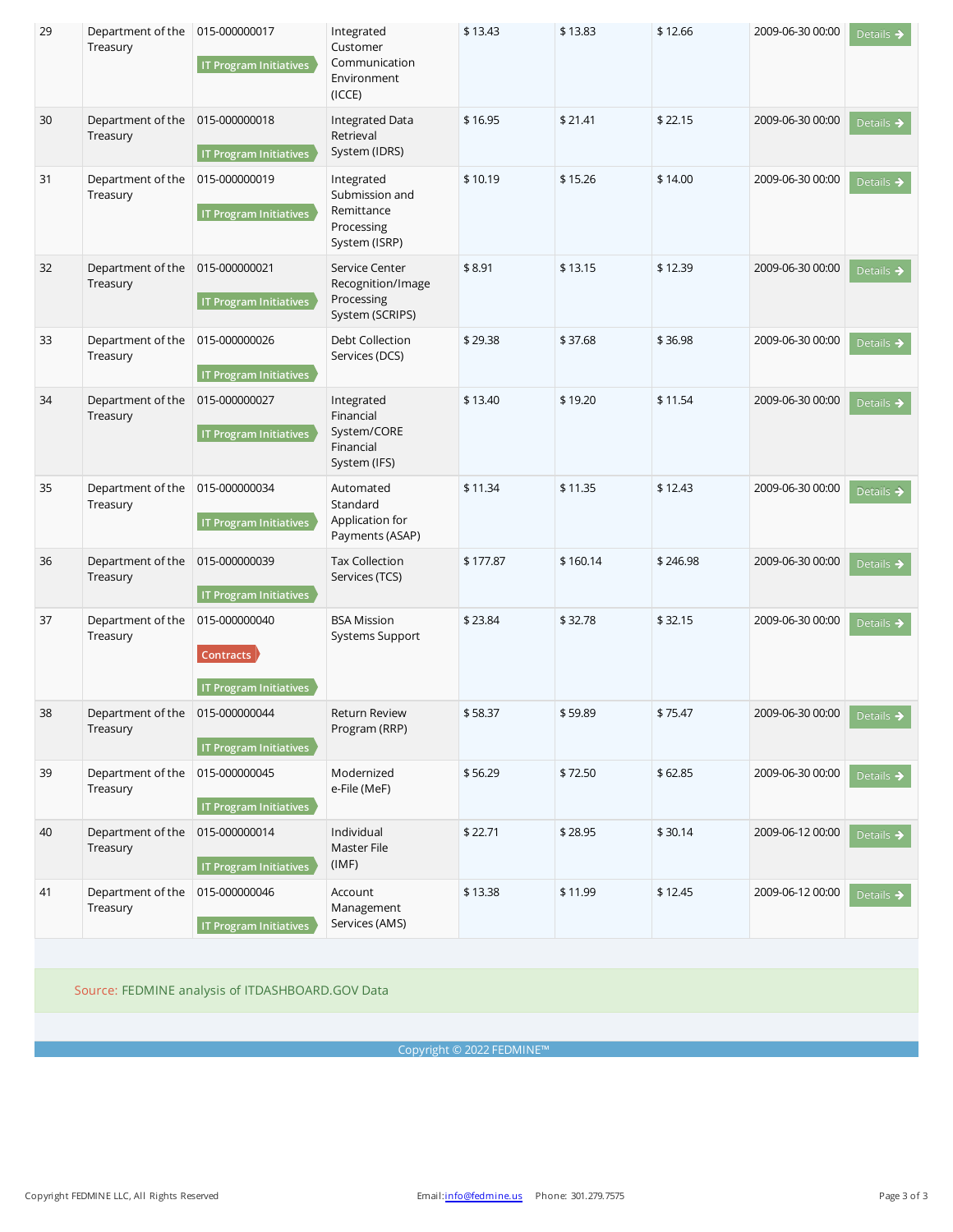| | | | | | | | | |
|---|---|---|---|---|---|---|---|---|
| 29 | Department of the Treasury | 015-000000017 IT Program Initiatives | Integrated Customer Communication Environment (ICCE) | $ 13.43 | $ 13.83 | $ 12.66 | 2009-06-30 00:00 | Details |
| 30 | Department of the Treasury | 015-000000018 IT Program Initiatives | Integrated Data Retrieval System (IDRS) | $ 16.95 | $ 21.41 | $ 22.15 | 2009-06-30 00:00 | Details |
| 31 | Department of the Treasury | 015-000000019 IT Program Initiatives | Integrated Submission and Remittance Processing System (ISRP) | $ 10.19 | $ 15.26 | $ 14.00 | 2009-06-30 00:00 | Details |
| 32 | Department of the Treasury | 015-000000021 IT Program Initiatives | Service Center Recognition/Image Processing System (SCRIPS) | $ 8.91 | $ 13.15 | $ 12.39 | 2009-06-30 00:00 | Details |
| 33 | Department of the Treasury | 015-000000026 IT Program Initiatives | Debt Collection Services (DCS) | $ 29.38 | $ 37.68 | $ 36.98 | 2009-06-30 00:00 | Details |
| 34 | Department of the Treasury | 015-000000027 IT Program Initiatives | Integrated Financial System/CORE Financial System (IFS) | $ 13.40 | $ 19.20 | $ 11.54 | 2009-06-30 00:00 | Details |
| 35 | Department of the Treasury | 015-000000034 IT Program Initiatives | Automated Standard Application for Payments (ASAP) | $ 11.34 | $ 11.35 | $ 12.43 | 2009-06-30 00:00 | Details |
| 36 | Department of the Treasury | 015-000000039 IT Program Initiatives | Tax Collection Services (TCS) | $ 177.87 | $ 160.14 | $ 246.98 | 2009-06-30 00:00 | Details |
| 37 | Department of the Treasury | 015-000000040 Contracts IT Program Initiatives | BSA Mission Systems Support | $ 23.84 | $ 32.78 | $ 32.15 | 2009-06-30 00:00 | Details |
| 38 | Department of the Treasury | 015-000000044 IT Program Initiatives | Return Review Program (RRP) | $ 58.37 | $ 59.89 | $ 75.47 | 2009-06-30 00:00 | Details |
| 39 | Department of the Treasury | 015-000000045 IT Program Initiatives | Modernized e-File (MeF) | $ 56.29 | $ 72.50 | $ 62.85 | 2009-06-30 00:00 | Details |
| 40 | Department of the Treasury | 015-000000014 IT Program Initiatives | Individual Master File (IMF) | $ 22.71 | $ 28.95 | $ 30.14 | 2009-06-12 00:00 | Details |
| 41 | Department of the Treasury | 015-000000046 IT Program Initiatives | Account Management Services (AMS) | $ 13.38 | $ 11.99 | $ 12.45 | 2009-06-12 00:00 | Details |

Source: FEDMINE analysis of ITDASHBOARD.GOV Data

Copyright © 2022 FEDMINE™

Copyright FEDMINE LLC, All Rights Reserved Email: info@fedmine.us Phone: 301.279.7575